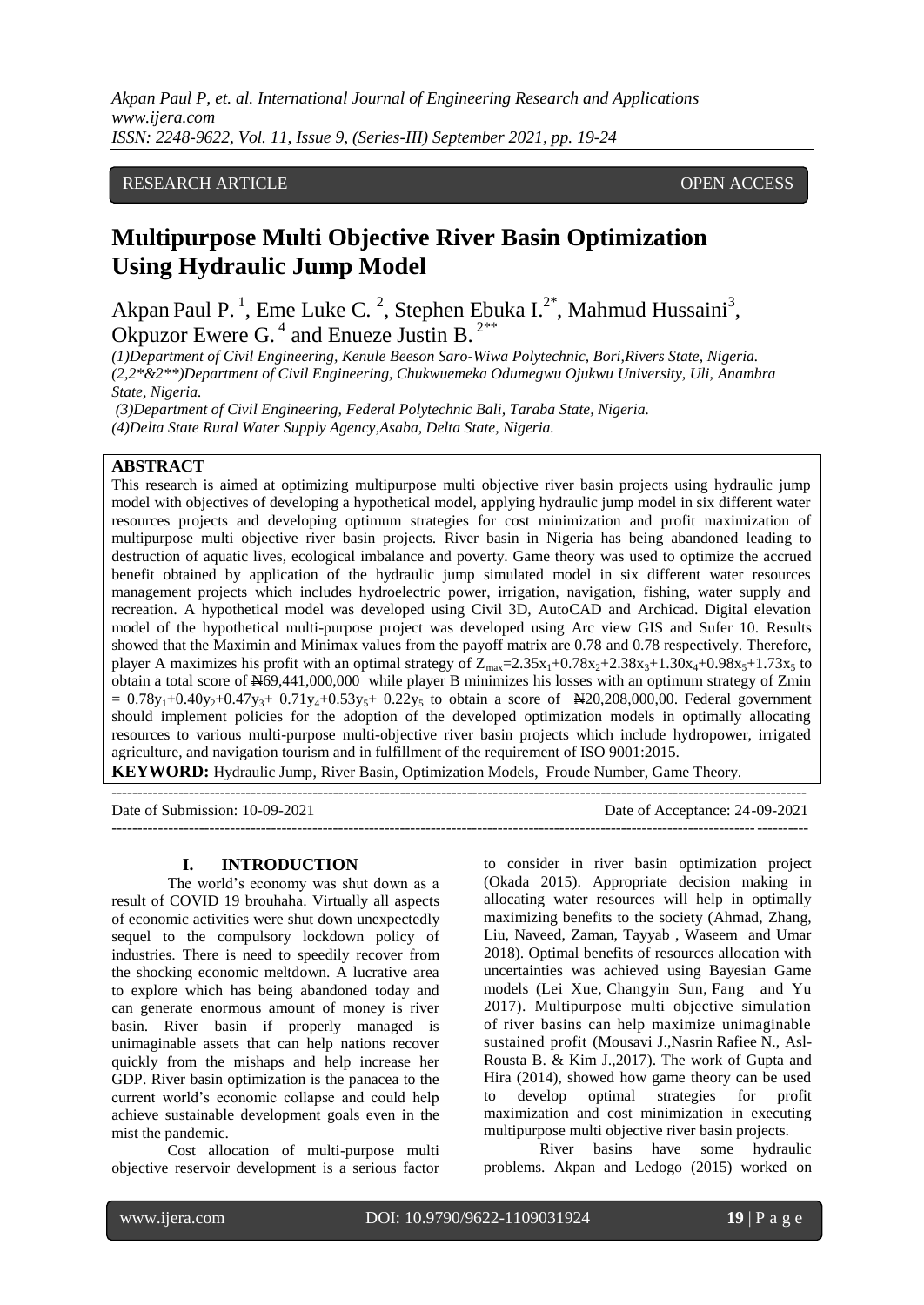RESEARCH ARTICLE OPEN ACCESS

# Multipurpose Multi Objective River Basin Optimization Using Hydraulic Jump Model

Akpan Paul P. [1], Eme Luke C. [2], Stephen Ebuka I.[2*], Mahmud Hussaini[3], Okpuzor Ewere G. [4] and Enueze Justin B. [2**]

*(1)Department of Civil Engineering, Kenule Beeson Saro-Wiwa Polytechnic, Bori,Rivers State, Nigeria.*
*(2,2*&2**)Department of Civil Engineering, Chukwuemeka Odumegwu Ojukwu University, Uli, Anambra State, Nigeria.*
*(3)Department of Civil Engineering, Federal Polytechnic Bali, Taraba State, Nigeria.*
*(4)Delta State Rural Water Supply Agency,Asaba, Delta State, Nigeria.*

## ABSTRACT

This research is aimed at optimizing multipurpose multi objective river basin projects using hydraulic jump model with objectives of developing a hypothetical model, applying hydraulic jump model in six different water resources projects and developing optimum strategies for cost minimization and profit maximization of multipurpose multi objective river basin projects. River basin in Nigeria has being abandoned leading to destruction of aquatic lives, ecological imbalance and poverty. Game theory was used to optimize the accrued benefit obtained by application of the hydraulic jump simulated model in six different water resources management projects which includes hydroelectric power, irrigation, navigation, fishing, water supply and recreation. A hypothetical model was developed using Civil 3D, AutoCAD and Archicad. Digital elevation model of the hypothetical multi-purpose project was developed using Arc view GIS and Sufer 10. Results showed that the Maximin and Minimax values from the payoff matrix are 0.78 and 0.78 respectively. Therefore, player A maximizes his profit with an optimal strategy of $Z_{max}=2.35x_1+0.78x_2+2.38x_3+1.30x_4+0.98x_5+1.73x_5$ to obtain a total score of ₦69,441,000,000 while player B minimizes his losses with an optimum strategy of $Z_{min} = 0.78y_1+0.40y_2+0.47y_3+ 0.71y_4+0.53y_5+ 0.22y_5$ to obtain a score of ₦20,208,000,00. Federal government should implement policies for the adoption of the developed optimization models in optimally allocating resources to various multi-purpose multi-objective river basin projects which include hydropower, irrigated agriculture, and navigation tourism and in fulfillment of the requirement of ISO 9001:2015.

**KEYWORD:** Hydraulic Jump, River Basin, Optimization Models, Froude Number, Game Theory.

---

Date of Submission: 10-09-2021 Date of Acceptance: 24-09-2021

---

## I. INTRODUCTION

The world's economy was shut down as a result of COVID 19 brouhaha. Virtually all aspects of economic activities were shut down unexpectedly sequel to the compulsory lockdown policy of industries. There is need to speedily recover from the shocking economic meltdown. A lucrative area to explore which has being abandoned today and can generate enormous amount of money is river basin. River basin if properly managed is unimaginable assets that can help nations recover quickly from the mishaps and help increase her GDP. River basin optimization is the panacea to the current world's economic collapse and could help achieve sustainable development goals even in the mist the pandemic.

Cost allocation of multi-purpose multi objective reservoir development is a serious factor to consider in river basin optimization project (Okada 2015). Appropriate decision making in allocating water resources will help in optimally maximizing benefits to the society (Ahmad, Zhang, Liu, Naveed, Zaman, Tayyab , Waseem and Umar 2018). Optimal benefits of resources allocation with uncertainties was achieved using Bayesian Game models (Lei Xue, Changyin Sun, Fang and Yu 2017). Multipurpose multi objective simulation of river basins can help maximize unimaginable sustained profit (Mousavi J.,Nasrin Rafiee N., Asl-Rousta B. & Kim J.,2017). The work of Gupta and Hira (2014), showed how game theory can be used to develop optimal strategies for profit maximization and cost minimization in executing multipurpose multi objective river basin projects.

River basins have some hydraulic problems. Akpan and Ledogo (2015) worked on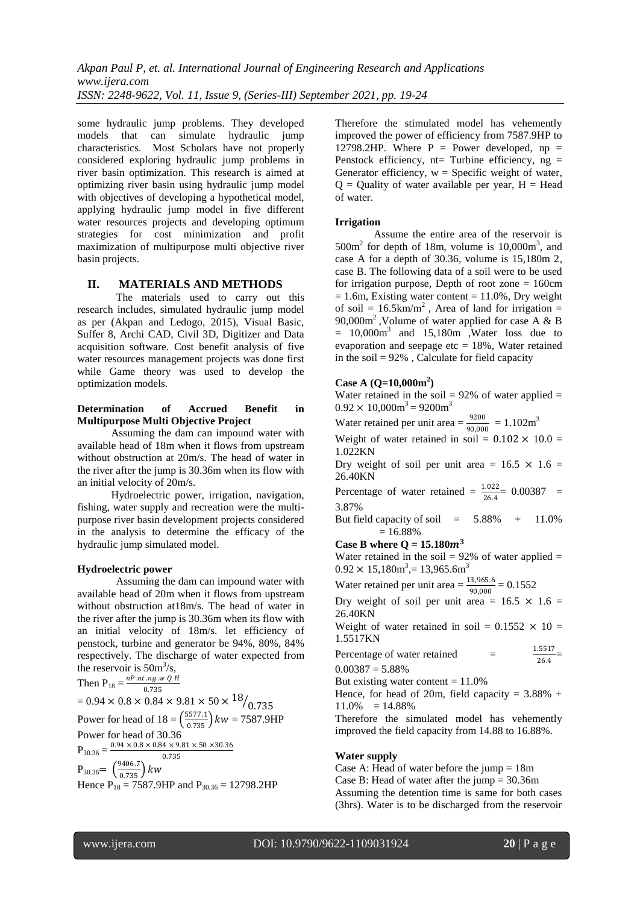some hydraulic jump problems. They developed models that can simulate hydraulic jump characteristics. Most Scholars have not properly considered exploring hydraulic jump problems in river basin optimization. This research is aimed at optimizing river basin using hydraulic jump model with objectives of developing a hypothetical model, applying hydraulic jump model in five different water resources projects and developing optimum strategies for cost minimization and profit maximization of multipurpose multi objective river basin projects.

## II. MATERIALS AND METHODS

The materials used to carry out this research includes, simulated hydraulic jump model as per (Akpan and Ledogo, 2015), Visual Basic, Suffer 8, Archi CAD, Civil 3D, Digitizer and Data acquisition software. Cost benefit analysis of five water resources management projects was done first while Game theory was used to develop the optimization models.

### Determination of Accrued Benefit in Multipurpose Multi Objective Project

Assuming the dam can impound water with available head of 18m when it flows from upstream without obstruction at 20m/s. The head of water in the river after the jump is 30.36m when its flow with an initial velocity of 20m/s.

Hydroelectric power, irrigation, navigation, fishing, water supply and recreation were the multi-purpose river basin development projects considered in the analysis to determine the efficacy of the hydraulic jump simulated model.

### Hydroelectric power

Assuming the dam can impound water with available head of 20m when it flows from upstream without obstruction at18m/s. The head of water in the river after the jump is 30.36m when its flow with an initial velocity of 18m/s. let efficiency of penstock, turbine and generator be 94%, 80%, 84% respectively. The discharge of water expected from the reservoir is $50\text{m}^3/\text{s}$,

Then $P_{18} = \frac{nP\,.nt\,.ng\,.w\;Q\;H}{0.735}$

$= 0.94 \times 0.8 \times 0.84 \times 9.81 \times 50 \times {}^{18}/_{0.735}$

Power for head of 18 $= \left(\frac{5577.1}{0.735}\right) kw$ = 7587.9HP

Power for head of 30.36

$P_{30.36} = \frac{0.94 \times 0.8 \times 0.84 \times 9.81 \times 50 \times 30.36}{0.735}$

$P_{30.36} = \left(\frac{9406.7}{0.735}\right) kw$

Hence $P_{18}$ = 7587.9HP and $P_{30.36}$ = 12798.2HP

Therefore the stimulated model has vehemently improved the power of efficiency from 7587.9HP to 12798.2HP. Where P = Power developed, np = Penstock efficiency, nt= Turbine efficiency, ng = Generator efficiency, w = Specific weight of water, Q = Quality of water available per year, H = Head of water.

### Irrigation

Assume the entire area of the reservoir is $500\text{m}^2$ for depth of 18m, volume is $10{,}000\text{m}^3$, and case A for a depth of 30.36, volume is 15,180m 2, case B. The following data of a soil were to be used for irrigation purpose, Depth of root zone = 160cm = 1.6m, Existing water content = 11.0%, Dry weight of soil = $16.5\text{km/m}^2$ , Area of land for irrigation = $90{,}000\text{m}^2$ ,Volume of water applied for case A & B = $10{,}000\text{m}^3$ and 15,180m ,Water loss due to evaporation and seepage etc = 18%, Water retained in the soil = 92% , Calculate for field capacity

**Case A ($Q$=10,000m$^2$)**

Water retained in the soil = 92% of water applied = $0.92 \times 10{,}000\text{m}^3 = 9200\text{m}^3$

Water retained per unit area = $\frac{9200}{90{,}000}$ = $1.102\text{m}^3$

Weight of water retained in soil = $0.102 \times 10.0$ = 1.022KN

Dry weight of soil per unit area = $16.5 \times 1.6$ = 26.40KN

Percentage of water retained = $\frac{1.022}{26.4}$= 0.00387 = 3.87%

But field capacity of soil = 5.88% + 11.0% = 16.88%

**Case B where $Q = 15.180m^3$**

Water retained in the soil = 92% of water applied = $0.92 \times 15{,}180\text{m}^3$,= $13{,}965.6\text{m}^3$

Water retained per unit area = $\frac{13{,}965.6}{90{,}000}$ = 0.1552

Dry weight of soil per unit area = $16.5 \times 1.6$ = 26.40KN

Weight of water retained in soil = $0.1552 \times 10$ = 1.5517KN

Percentage of water retained = $\frac{1.5517}{26.4}$= 0.00387 = 5.88%

But existing water content = 11.0%

Hence, for head of 20m, field capacity = 3.88% + 11.0% = 14.88%

Therefore the simulated model has vehemently improved the field capacity from 14.88 to 16.88%.

### Water supply

Case A: Head of water before the jump = 18m

Case B: Head of water after the jump = 30.36m

Assuming the detention time is same for both cases (3hrs). Water is to be discharged from the reservoir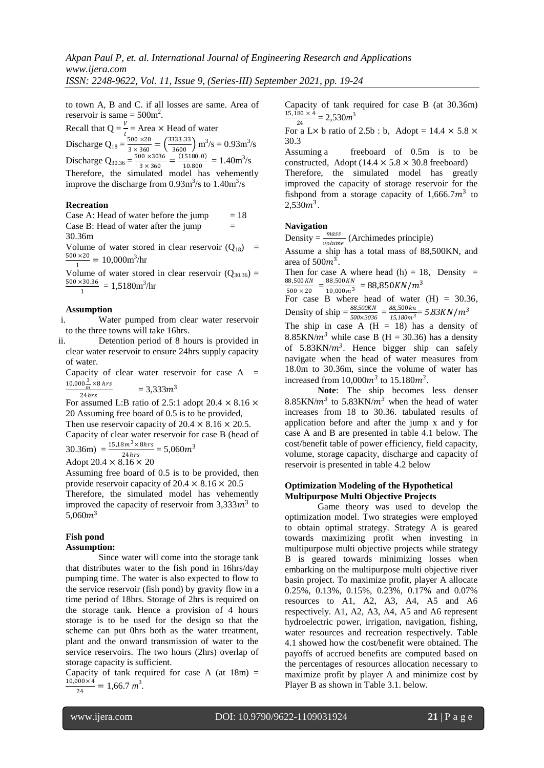to town A, B and C. if all losses are same. Area of reservoir is same = 500m$^2$.

Recall that $Q = \frac{V}{t}$ = Area × Head of water

Discharge $Q_{18} = \frac{500 \times 20}{3 \times 360} = \left(\frac{3333.33}{3600}\right)$ m$^3$/s = 0.93m$^3$/s

Discharge $Q_{30.36} = \frac{500 \times 3036}{3 \times 360} = \frac{(15180.0)}{10.800}$ = 1.40m$^3$/s

Therefore, the simulated model has vehemently improve the discharge from 0.93m$^3$/s to 1.40m$^3$/s

### Recreation

Case A: Head of water before the jump = 18

Case B: Head of water after the jump = 30.36m

Volume of water stored in clear reservoir ($Q_{18}$) = $\frac{500 \times 20}{1} = 10{,}000$m$^3$/hr

Volume of water stored in clear reservoir ($Q_{30.36}$) = $\frac{500 \times 30.36}{1}$ = 1,5180m$^3$/hr

### Assumption

i. Water pumped from clear water reservoir to the three towns will take 16hrs.

ii. Detention period of 8 hours is provided in clear water reservoir to ensure 24hrs supply capacity of water.

Capacity of clear water reservoir for case A = $\frac{10{,}000\frac{3}{m} \times 8\,hrs}{24hrs}$ = 3,333$m^3$

For assumed L:B ratio of 2.5:1 adopt 20.4 × 8.16 × 20 Assuming free board of 0.5 is to be provided,

Then use reservoir capacity of 20.4 × 8.16 × 20.5.

Capacity of clear water reservoir for case B (head of 30.36m) = $\frac{15{,}18m^3 \times 8hrs}{24hrs}$ = 5,060$m^3$

Adopt 20.4 × 8.16 × 20

Assuming free board of 0.5 is to be provided, then provide reservoir capacity of 20.4 × 8.16 × 20.5

Therefore, the simulated model has vehemently improved the capacity of reservoir from 3,333$m^3$ to 5,060$m^3$

### Fish pond

**Assumption:**

Since water will come into the storage tank that distributes water to the fish pond in 16hrs/day pumping time. The water is also expected to flow to the service reservoir (fish pond) by gravity flow in a time period of 18hrs. Storage of 2hrs is required on the storage tank. Hence a provision of 4 hours storage is to be used for the design so that the scheme can put 0hrs both as the water treatment, plant and the onward transmission of water to the service reservoirs. The two hours (2hrs) overlap of storage capacity is sufficient.

Capacity of tank required for case A (at 18m) = $\frac{10{,}000 \times 4}{24} = 1{,}66.7\ m^3$.

Capacity of tank required for case B (at 30.36m) $\frac{15{,}180 \times 4}{24}$ = 2,530$m^3$

For a L× b ratio of 2.5b : b, Adopt = 14.4 × 5.8 × 30.3

Assuming a freeboard of 0.5m is to be constructed, Adopt (14.4 × 5.8 × 30.8 freeboard)

Therefore, the simulated model has greatly improved the capacity of storage reservoir for the fishpond from a storage capacity of 1,666.7$m^3$ to 2,530$m^3$.

### Navigation

Density = $\frac{mass}{volume}$ (Archimedes principle)

Assume a ship has a total mass of 88,500KN, and area of 500$m^3$.

Then for case A where head (h) = 18, Density = $\frac{88{,}500\,KN}{500 \times 20} = \frac{88{,}500KN}{10{,}000\,m^3} = 88{,}850KN/m^3$

For case B where head of water (H) = 30.36, Density of ship = $\frac{88{,}500KN}{500 \times 3036} = \frac{88{,}500\,kn}{15{,}180m^3} = 5.83KN/m^3$

The ship in case A (H = 18) has a density of 8.85KN/$m^3$ while case B (H = 30.36) has a density of 5.83KN/$m^3$. Hence bigger ship can safely navigate when the head of water measures from 18.0m to 30.36m, since the volume of water has increased from 10,000$m^3$ to 15.180$m^3$.

**Note**: The ship becomes less denser 8.85KN/$m^3$ to 5.83KN/$m^3$ when the head of water increases from 18 to 30.36. tabulated results of application before and after the jump x and y for case A and B are presented in table 4.1 below. The cost/benefit table of power efficiency, field capacity, volume, storage capacity, discharge and capacity of reservoir is presented in table 4.2 below

### Optimization Modeling of the Hypothetical Multipurpose Multi Objective Projects

Game theory was used to develop the optimization model. Two strategies were employed to obtain optimal strategy. Strategy A is geared towards maximizing profit when investing in multipurpose multi objective projects while strategy B is geared towards minimizing losses when embarking on the multipurpose multi objective river basin project. To maximize profit, player A allocate 0.25%, 0.13%, 0.15%, 0.23%, 0.17% and 0.07% resources to A1, A2, A3, A4, A5 and A6 respectively. A1, A2, A3, A4, A5 and A6 represent hydroelectric power, irrigation, navigation, fishing, water resources and recreation respectively. Table 4.1 showed how the cost/benefit were obtained. The payoffs of accrued benefits are computed based on the percentages of resources allocation necessary to maximize profit by player A and minimize cost by Player B as shown in Table 3.1. below.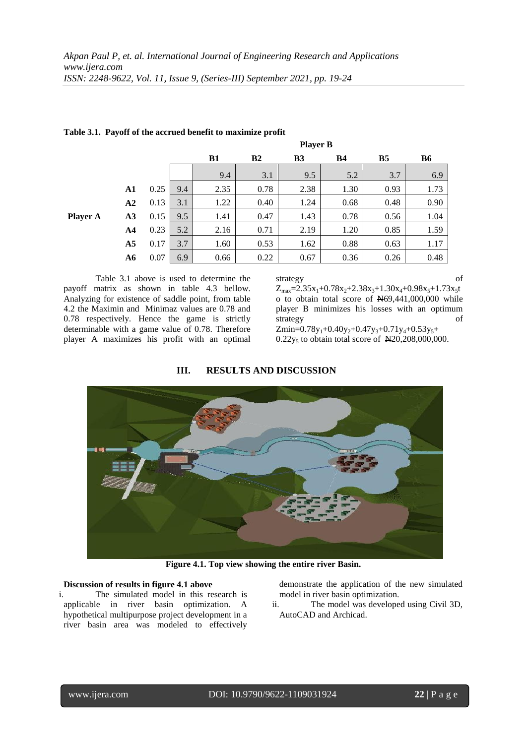**Table 3.1. Payoff of the accrued benefit to maximize profit**

| | | | | Player B | | | | | |
|---|---|---|---|---|---|---|---|---|---|
| | | | | **B1** | **B2** | **B3** | **B4** | **B5** | **B6** |
| | | | | 9.4 | 3.1 | 9.5 | 5.2 | 3.7 | 6.9 |
| | **A1** | 0.25 | 9.4 | 2.35 | 0.78 | 2.38 | 1.30 | 0.93 | 1.73 |
| | **A2** | 0.13 | 3.1 | 1.22 | 0.40 | 1.24 | 0.68 | 0.48 | 0.90 |
| **Player A** | **A3** | 0.15 | 9.5 | 1.41 | 0.47 | 1.43 | 0.78 | 0.56 | 1.04 |
| | **A4** | 0.23 | 5.2 | 2.16 | 0.71 | 2.19 | 1.20 | 0.85 | 1.59 |
| | **A5** | 0.17 | 3.7 | 1.60 | 0.53 | 1.62 | 0.88 | 0.63 | 1.17 |
| | **A6** | 0.07 | 6.9 | 0.66 | 0.22 | 0.67 | 0.36 | 0.26 | 0.48 |

Table 3.1 above is used to determine the payoff matrix as shown in table 4.3 bellow. Analyzing for existence of saddle point, from table 4.2 the Maximin and Minimaz values are 0.78 and 0.78 respectively. Hence the game is strictly determinable with a game value of 0.78. Therefore player A maximizes his profit with an optimal strategy of $Z_{max}=2.35x_1+0.78x_2+2.38x_3+1.30x_4+0.98x_5+1.73x_5$to to obtain total score of ₦69,441,000,000 while player B minimizes his losses with an optimum strategy of $Zmin=0.78y_1+0.40y_2+0.47y_3+0.71y_4+0.53y_5+0.22y_5$ to obtain total score of ₦20,208,000,000.

## III. RESULTS AND DISCUSSION

Figure 4.1. Top view showing the entire river Basin.

**Discussion of results in figure 4.1 above**

i. The simulated model in this research is applicable in river basin optimization. A hypothetical multipurpose project development in a river basin area was modeled to effectively demonstrate the application of the new simulated model in river basin optimization.

ii. The model was developed using Civil 3D, AutoCAD and Archicad.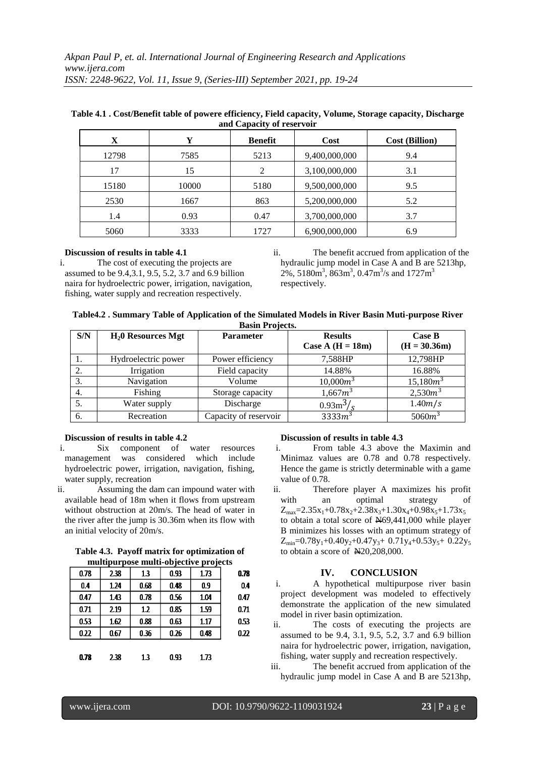**Table 4.1 . Cost/Benefit table of powere efficiency, Field capacity, Volume, Storage capacity, Discharge and Capacity of reservoir**

| X | Y | Benefit | Cost | Cost (Billion) |
|---|---|---|---|---|
| 12798 | 7585 | 5213 | 9,400,000,000 | 9.4 |
| 17 | 15 | 2 | 3,100,000,000 | 3.1 |
| 15180 | 10000 | 5180 | 9,500,000,000 | 9.5 |
| 2530 | 1667 | 863 | 5,200,000,000 | 5.2 |
| 1.4 | 0.93 | 0.47 | 3,700,000,000 | 3.7 |
| 5060 | 3333 | 1727 | 6,900,000,000 | 6.9 |

**Discussion of results in table 4.1**

i. The cost of executing the projects are assumed to be 9.4,3.1, 9.5, 5.2, 3.7 and 6.9 billion naira for hydroelectric power, irrigation, navigation, fishing, water supply and recreation respectively.

ii. The benefit accrued from application of the hydraulic jump model in Case A and B are 5213hp, 2%, 5180$m^3$, 863$m^3$, 0.47$m^3$/s and 1727$m^3$ respectively.

**Table4.2 . Summary Table of Application of the Simulated Models in River Basin Muti-purpose River Basin Projects.**

| S/N | $H_2$0 Resources Mgt | Parameter | Results Case A (H = 18m) | Case B (H = 30.36m) |
|---|---|---|---|---|
| 1. | Hydroelectric power | Power efficiency | 7,588HP | 12,798HP |
| 2. | Irrigation | Field capacity | 14.88% | 16.88% |
| 3. | Navigation | Volume | $10{,}000m^3$ | $15{,}180m^3$ |
| 4. | Fishing | Storage capacity | $1{,}667m^3$ | $2{,}530m^3$ |
| 5. | Water supply | Discharge | $0.93m^3/_s$ | $1.40m/s$ |
| 6. | Recreation | Capacity of reservoir | $3333m^3$ | $5060m^3$ |

**Discussion of results in table 4.2**

i. Six component of water resources management was considered which include hydroelectric power, irrigation, navigation, fishing, water supply, recreation

ii. Assuming the dam can impound water with available head of 18m when it flows from upstream without obstruction at 20m/s. The head of water in the river after the jump is 30.36m when its flow with an initial velocity of 20m/s.

**Table 4.3. Payoff matrix for optimization of multipurpose multi-objective projects**

| | | | | | |
|---|---|---|---|---|---|
| 0.78 | 2.38 | 1.3 | 0.93 | 1.73 | 0.78 |
| 0.4 | 1.24 | 0.68 | 0.48 | 0.9 | 0.4 |
| 0.47 | 1.43 | 0.78 | 0.56 | 1.04 | 0.47 |
| 0.71 | 2.19 | 1.2 | 0.85 | 1.59 | 0.71 |
| 0.53 | 1.62 | 0.88 | 0.63 | 1.17 | 0.53 |
| 0.22 | 0.67 | 0.36 | 0.26 | 0.48 | 0.22 |
| 0.78 | 2.38 | 1.3 | 0.93 | 1.73 | |

**Discussion of results in table 4.3**

i. From table 4.3 above the Maximin and Minimaz values are 0.78 and 0.78 respectively. Hence the game is strictly determinable with a game value of 0.78.

ii. Therefore player A maximizes his profit with an optimal strategy of $Z_{max}=2.35x_1+0.78x_2+2.38x_3+1.30x_4+0.98x_5+1.73x_5$ to obtain a total score of ₦69,441,000 while player B minimizes his losses with an optimum strategy of $Z_{min}=0.78y_1+0.40y_2+0.47y_3+ 0.71y_4+0.53y_5+ 0.22y_5$ to obtain a score of ₦20,208,000.

## IV. CONCLUSION

i. A hypothetical multipurpose river basin project development was modeled to effectively demonstrate the application of the new simulated model in river basin optimization.

ii. The costs of executing the projects are assumed to be 9.4, 3.1, 9.5, 5.2, 3.7 and 6.9 billion naira for hydroelectric power, irrigation, navigation, fishing, water supply and recreation respectively.

iii. The benefit accrued from application of the hydraulic jump model in Case A and B are 5213hp,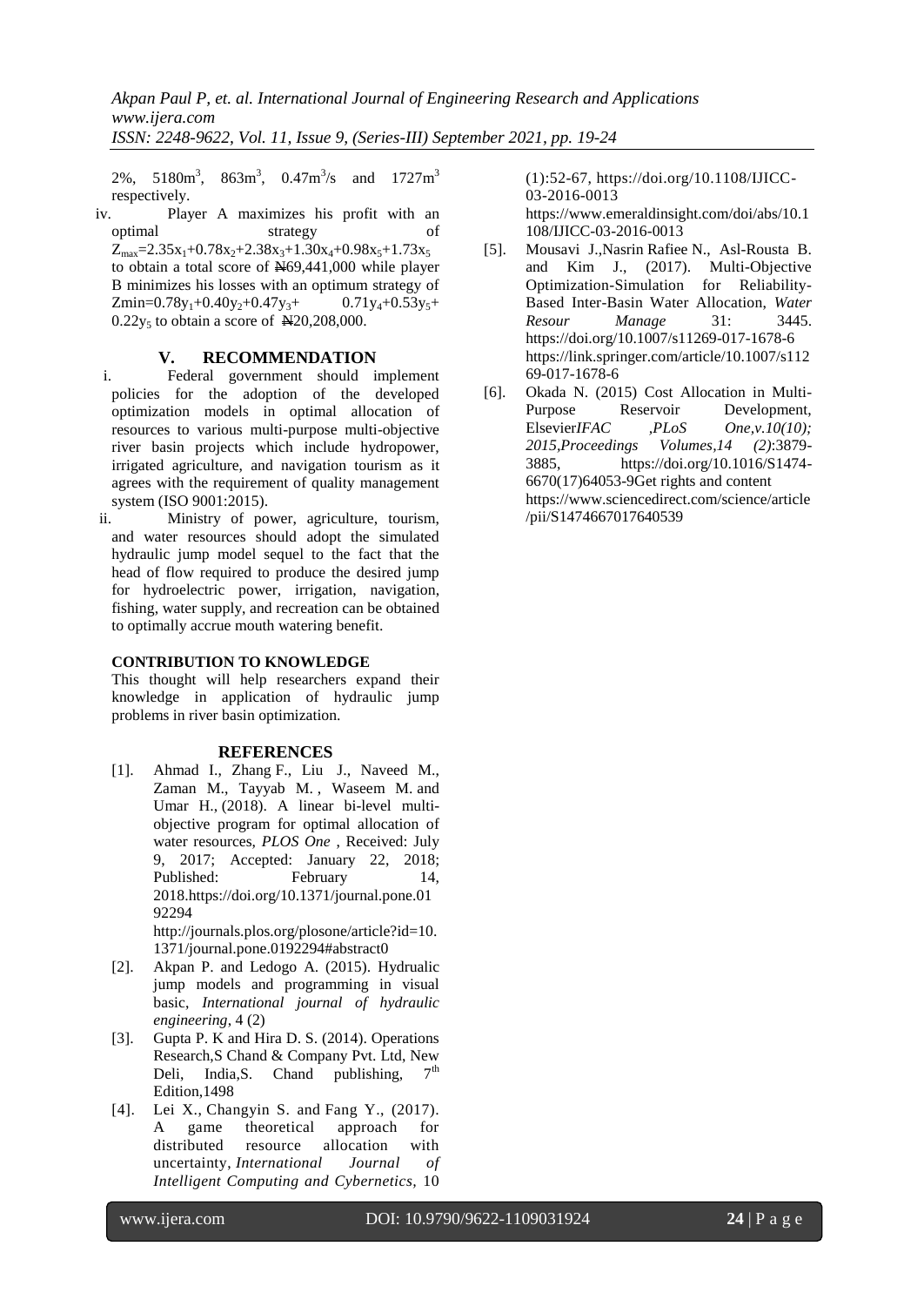2%, $5180m^3$, $863m^3$, $0.47m^3/s$ and $1727m^3$ respectively.

iv. Player A maximizes his profit with an optimal strategy of $Z_{max}=2.35x_1+0.78x_2+2.38x_3+1.30x_4+0.98x_5+1.73x_5$ to obtain a total score of ₦69,441,000 while player B minimizes his losses with an optimum strategy of $Zmin=0.78y_1+0.40y_2+0.47y_3+0.71y_4+0.53y_5+0.22y_5$ to obtain a score of ₦20,208,000.

## V. RECOMMENDATION

i. Federal government should implement policies for the adoption of the developed optimization models in optimal allocation of resources to various multi-purpose multi-objective river basin projects which include hydropower, irrigated agriculture, and navigation tourism as it agrees with the requirement of quality management system (ISO 9001:2015).

ii. Ministry of power, agriculture, tourism, and water resources should adopt the simulated hydraulic jump model sequel to the fact that the head of flow required to produce the desired jump for hydroelectric power, irrigation, navigation, fishing, water supply, and recreation can be obtained to optimally accrue mouth watering benefit.

**CONTRIBUTION TO KNOWLEDGE**

This thought will help researchers expand their knowledge in application of hydraulic jump problems in river basin optimization.

## REFERENCES

[1]. Ahmad I., Zhang F., Liu J., Naveed M., Zaman M., Tayyab M. , Waseem M. and Umar H., (2018). A linear bi-level multi-objective program for optimal allocation of water resources, *PLOS One* , Received: July 9, 2017; Accepted: January 22, 2018; Published: February 14, 2018.https://doi.org/10.1371/journal.pone.0192294 http://journals.plos.org/plosone/article?id=10.1371/journal.pone.0192294#abstract0

[2]. Akpan P. and Ledogo A. (2015). Hydrualic jump models and programming in visual basic, *International journal of hydraulic engineering*, 4 (2)

[3]. Gupta P. K and Hira D. S. (2014). Operations Research,S Chand & Company Pvt. Ltd, New Deli, India,S. Chand publishing, 7th Edition,1498

[4]. Lei X., Changyin S. and Fang Y., (2017). A game theoretical approach for distributed resource allocation with uncertainty, *International Journal of Intelligent Computing and Cybernetics,* 10 (1):52-67, https://doi.org/10.1108/IJICC-03-2016-0013 https://www.emeraldinsight.com/doi/abs/10.1108/IJICC-03-2016-0013

[5]. Mousavi J.,Nasrin Rafiee N., Asl-Rousta B. and Kim J., (2017). Multi-Objective Optimization-Simulation for Reliability-Based Inter-Basin Water Allocation, *Water Resour Manage* 31: 3445. https://doi.org/10.1007/s11269-017-1678-6 https://link.springer.com/article/10.1007/s11269-017-1678-6

[6]. Okada N. (2015) Cost Allocation in Multi-Purpose Reservoir Development, Elsevier*IFAC ,PLoS One,v.10(10); 2015,Proceedings Volumes,14 (2)*:3879-3885, https://doi.org/10.1016/S1474-6670(17)64053-9Get rights and content https://www.sciencedirect.com/science/article/pii/S1474667017640539